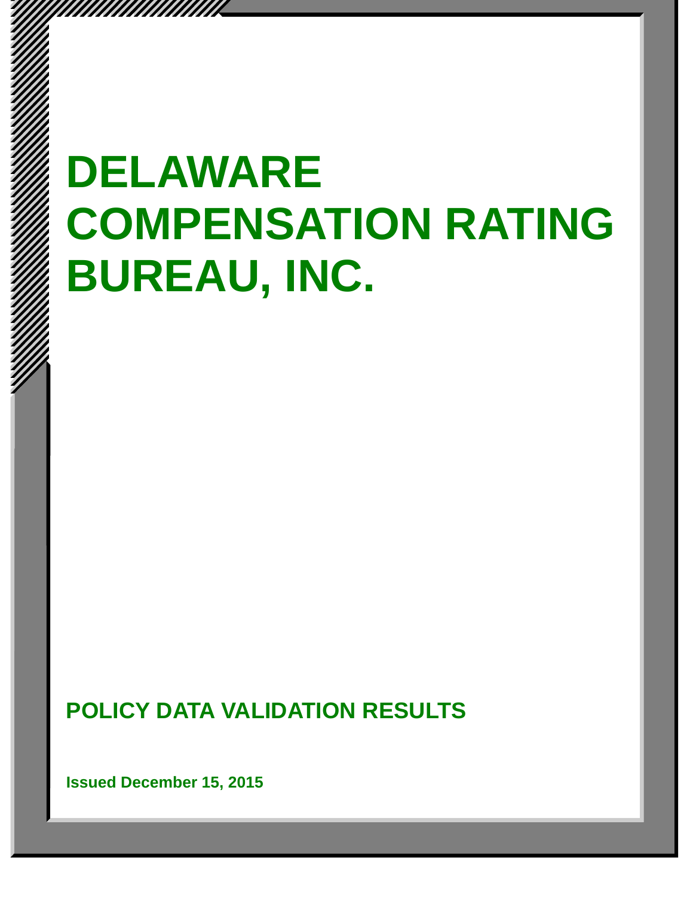# DELAWARE COMPENSATION RATING BUREAU, INC.

## POLICY DATA VALIDATION RESULTS

**Issued December 15, 2015**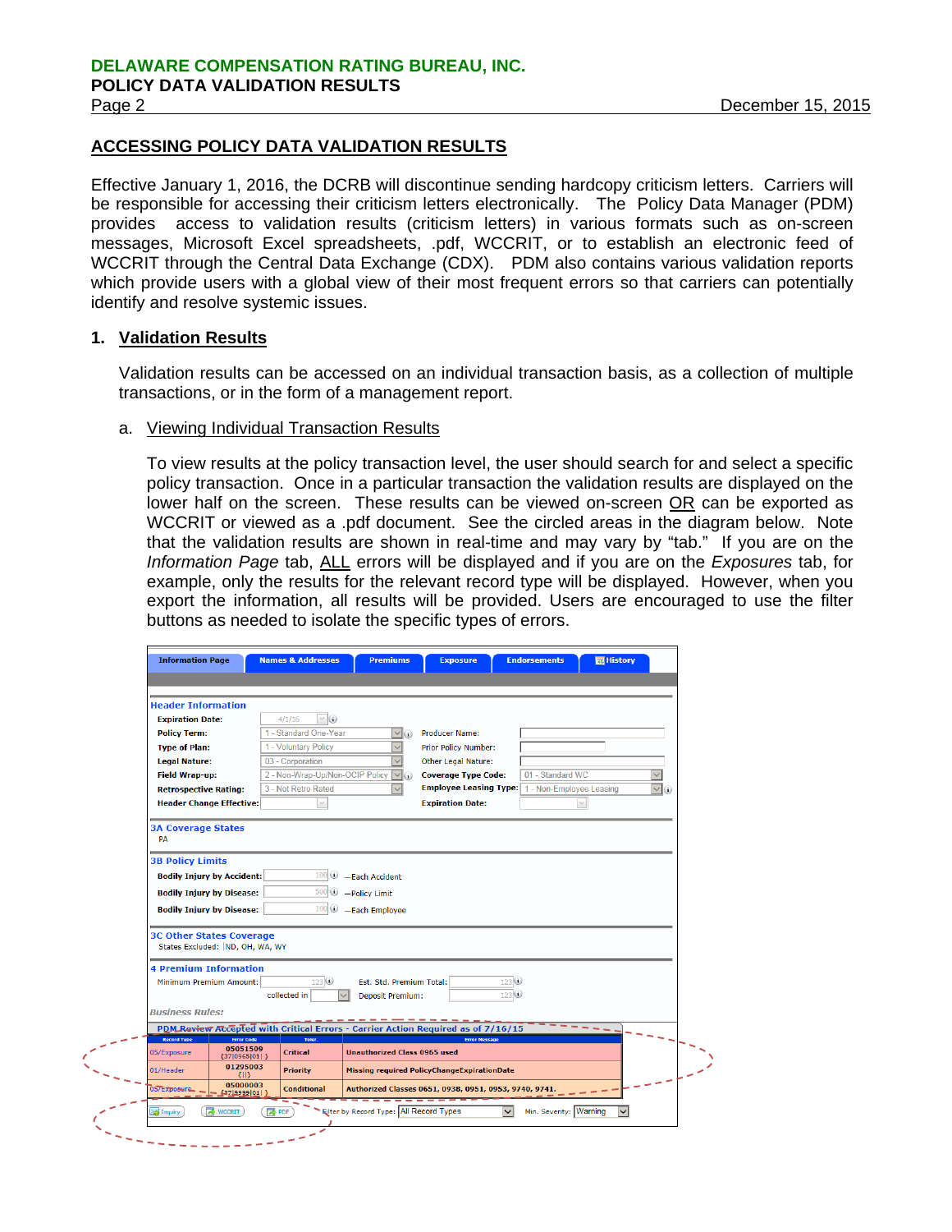## ACCESSING POLICY DATA VALIDATION RESULTS

Effective January 1, 2016, the DCRB will discontinue sending hardcopy criticism letters. Carriers will be responsible for accessing their criticism letters electronically. The Policy Data Manager (PDM) provides access to validation results (criticism letters) in various formats such as on-screen messages, Microsoft Excel spreadsheets, .pdf, WCCRIT, or to establish an electronic feed of WCCRIT through the Central Data Exchange (CDX). PDM also contains various validation reports which provide users with a global view of their most frequent errors so that carriers can potentially identify and resolve systemic issues.

### 1. Validation Results

Validation results can be accessed on an individual transaction basis, as a collection of multiple transactions, or in the form of a management report.

#### a. Viewing Individual Transaction Results

To view results at the policy transaction level, the user should search for and select a specific policy transaction. Once in a particular transaction the validation results are displayed on the lower half on the screen. These results can be viewed on-screen OR can be exported as WCCRIT or viewed as a .pdf document. See the circled areas in the diagram below. Note that the validation results are shown in real-time and may vary by "tab." If you are on the *Information Page* tab, ALL errors will be displayed and if you are on the *Exposures* tab, for example, only the results for the relevant record type will be displayed. However, when you export the information, all results will be provided. Users are encouraged to use the filter buttons as needed to isolate the specific types of errors.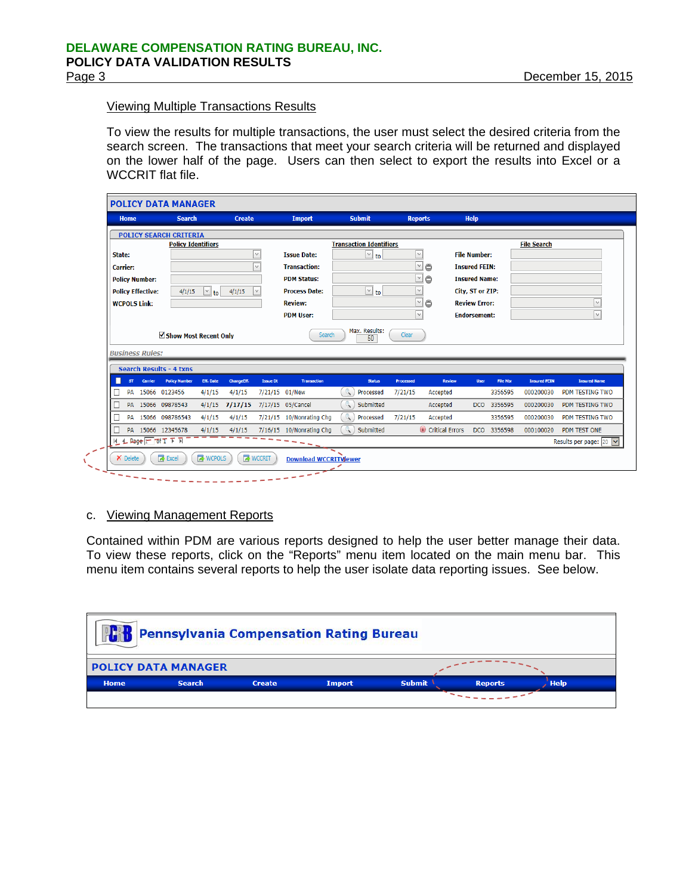### Viewing Multiple Transactions Results

To view the results for multiple transactions, the user must select the desired criteria from the search screen. The transactions that meet your search criteria will be returned and displayed on the lower half of the page. Users can then select to export the results into Excel or a WCCRIT flat file.

**POLICY DATA MANAGER**

Home | Search | Create | Import | Submit | Reports | Help

**POLICY SEARCH CRITERIA**

| Policy Identifiers | | Transaction Identifiers | | File Search | |
|---|---|---|---|---|---|
| State: | | Issue Date: | to | File Number: | |
| Carrier: | | Transaction: | | Insured FEIN: | |
| Policy Number: | | PDM Status: | | Insured Name: | |
| Policy Effective: | 4/1/15 to 4/1/15 | Process Date: | to | City, ST or ZIP: | |
| WCPOLS Link: | | Review: | | Review Error: | |
| | | PDM User: | | Endorsement: | |

☑ Show Most Recent Only — Search — Max. Results: 50 — Clear

Business Rules:

**Search Results - 4 txns**

| ST | Carrier | Policy Number | Eff. Date | ChangeEff. | Issue Dt | Transaction | Status | Processed | Review | User | File Nbr | Insured FEIN | Insured Name |
|---|---|---|---|---|---|---|---|---|---|---|---|---|---|
| PA | 15066 | 0123456 | 4/1/15 | 4/1/15 | 7/21/15 | 01/New | Processed | 7/21/15 | Accepted | | 3356595 | 000200030 | PDM TESTING TWO |
| PA | 15066 | 09878543 | 4/1/15 | 7/17/15 | 7/17/15 | 05/Cancel | Submitted | | Accepted | DCO | 3356595 | 000200030 | PDM TESTING TWO |
| PA | 15066 | 098786543 | 4/1/15 | 4/1/15 | 7/21/15 | 10/Nonrating Chg | Processed | 7/21/15 | Accepted | | 3356595 | 000200030 | PDM TESTING TWO |
| PA | 15066 | 12345678 | 4/1/15 | 4/1/15 | 7/16/15 | 10/Nonrating Chg | Submitted | | Critical Errors | DCO | 3356598 | 000100020 | PDM TEST ONE |

Page 1 of 1 — Results per page: 20

Delete | Excel | WCPOLS | WCCRIT | Download WCCRITViewer

c. Viewing Management Reports

Contained within PDM are various reports designed to help the user better manage their data. To view these reports, click on the "Reports" menu item located on the main menu bar. This menu item contains several reports to help the user isolate data reporting issues. See below.

**PCRB Pennsylvania Compensation Rating Bureau**

**POLICY DATA MANAGER**

Home | Search | Create | Import | Submit | Reports | Help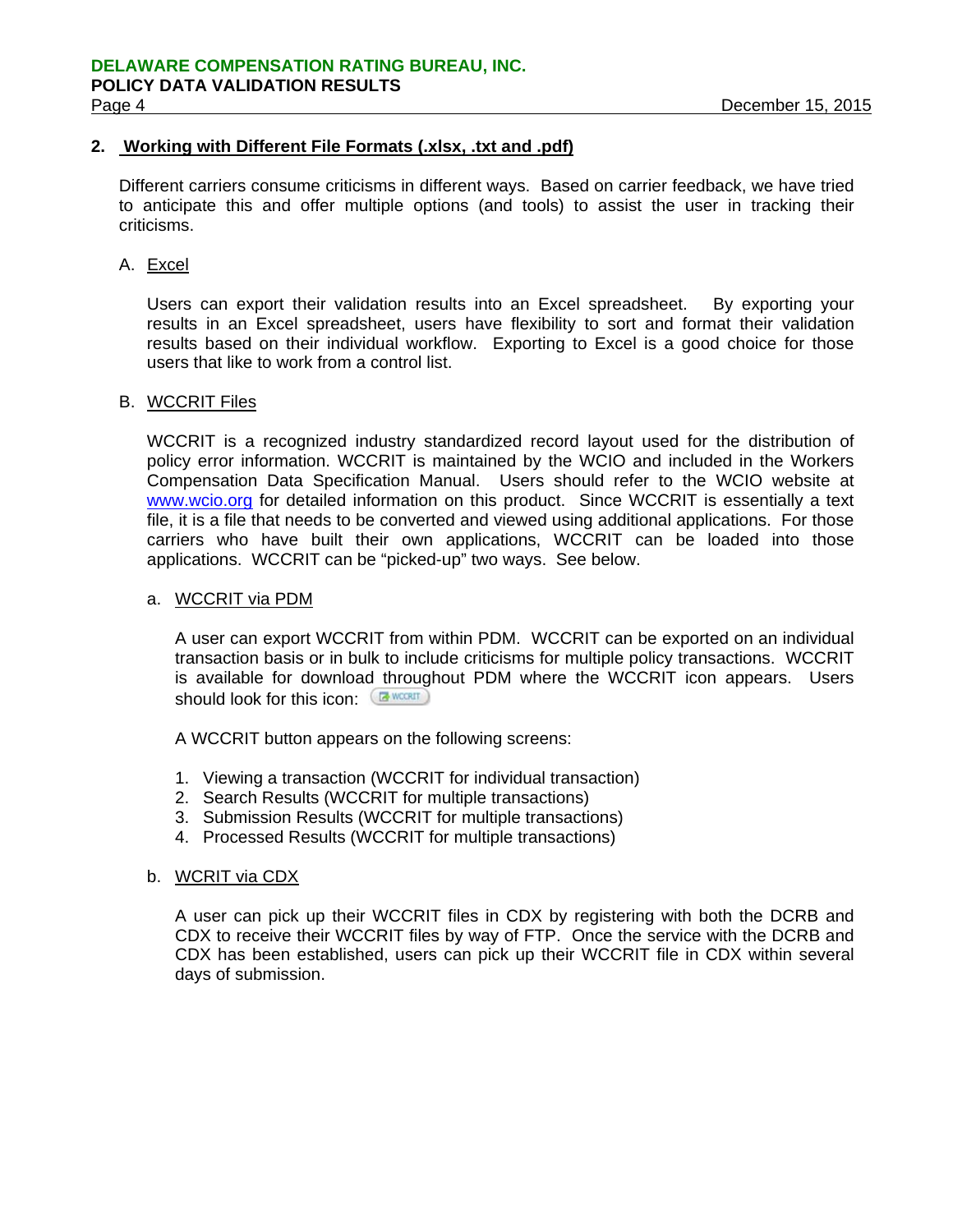## 2. Working with Different File Formats (.xlsx, .txt and .pdf)

Different carriers consume criticisms in different ways. Based on carrier feedback, we have tried to anticipate this and offer multiple options (and tools) to assist the user in tracking their criticisms.

### A. Excel

Users can export their validation results into an Excel spreadsheet. By exporting your results in an Excel spreadsheet, users have flexibility to sort and format their validation results based on their individual workflow. Exporting to Excel is a good choice for those users that like to work from a control list.

### B. WCCRIT Files

WCCRIT is a recognized industry standardized record layout used for the distribution of policy error information. WCCRIT is maintained by the WCIO and included in the Workers Compensation Data Specification Manual. Users should refer to the WCIO website at www.wcio.org for detailed information on this product. Since WCCRIT is essentially a text file, it is a file that needs to be converted and viewed using additional applications. For those carriers who have built their own applications, WCCRIT can be loaded into those applications. WCCRIT can be "picked-up" two ways. See below.

#### a. WCCRIT via PDM

A user can export WCCRIT from within PDM. WCCRIT can be exported on an individual transaction basis or in bulk to include criticisms for multiple policy transactions. WCCRIT is available for download throughout PDM where the WCCRIT icon appears. Users should look for this icon: [WCCRIT]

A WCCRIT button appears on the following screens:

1. Viewing a transaction (WCCRIT for individual transaction)
2. Search Results (WCCRIT for multiple transactions)
3. Submission Results (WCCRIT for multiple transactions)
4. Processed Results (WCCRIT for multiple transactions)

#### b. WCRIT via CDX

A user can pick up their WCCRIT files in CDX by registering with both the DCRB and CDX to receive their WCCRIT files by way of FTP. Once the service with the DCRB and CDX has been established, users can pick up their WCCRIT file in CDX within several days of submission.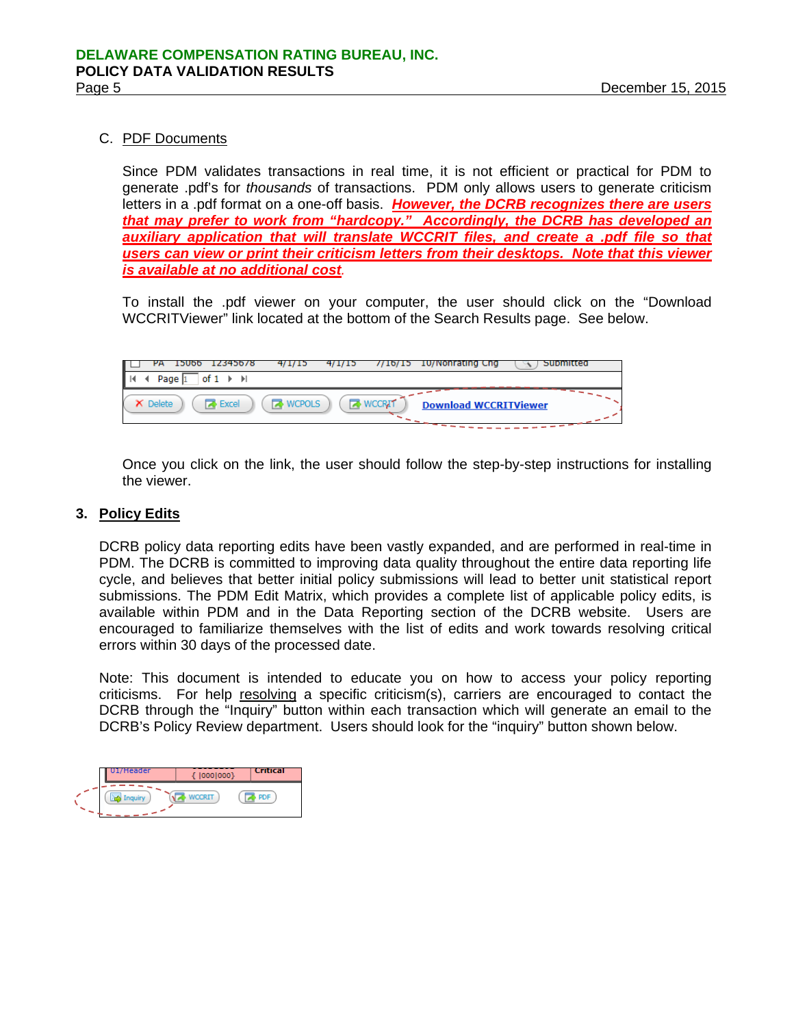C. PDF Documents

Since PDM validates transactions in real time, it is not efficient or practical for PDM to generate .pdf's for *thousands* of transactions. PDM only allows users to generate criticism letters in a .pdf format on a one-off basis. ***However, the DCRB recognizes there are users that may prefer to work from "hardcopy." Accordingly, the DCRB has developed an auxiliary application that will translate WCCRIT files, and create a .pdf file so that users can view or print their criticism letters from their desktops. Note that this viewer is available at no additional cost.***

To install the .pdf viewer on your computer, the user should click on the "Download WCCRITViewer" link located at the bottom of the Search Results page. See below.

Once you click on the link, the user should follow the step-by-step instructions for installing the viewer.

## 3. Policy Edits

DCRB policy data reporting edits have been vastly expanded, and are performed in real-time in PDM. The DCRB is committed to improving data quality throughout the entire data reporting life cycle, and believes that better initial policy submissions will lead to better unit statistical report submissions. The PDM Edit Matrix, which provides a complete list of applicable policy edits, is available within PDM and in the Data Reporting section of the DCRB website. Users are encouraged to familiarize themselves with the list of edits and work towards resolving critical errors within 30 days of the processed date.

Note: This document is intended to educate you on how to access your policy reporting criticisms. For help resolving a specific criticism(s), carriers are encouraged to contact the DCRB through the "Inquiry" button within each transaction which will generate an email to the DCRB's Policy Review department. Users should look for the "inquiry" button shown below.